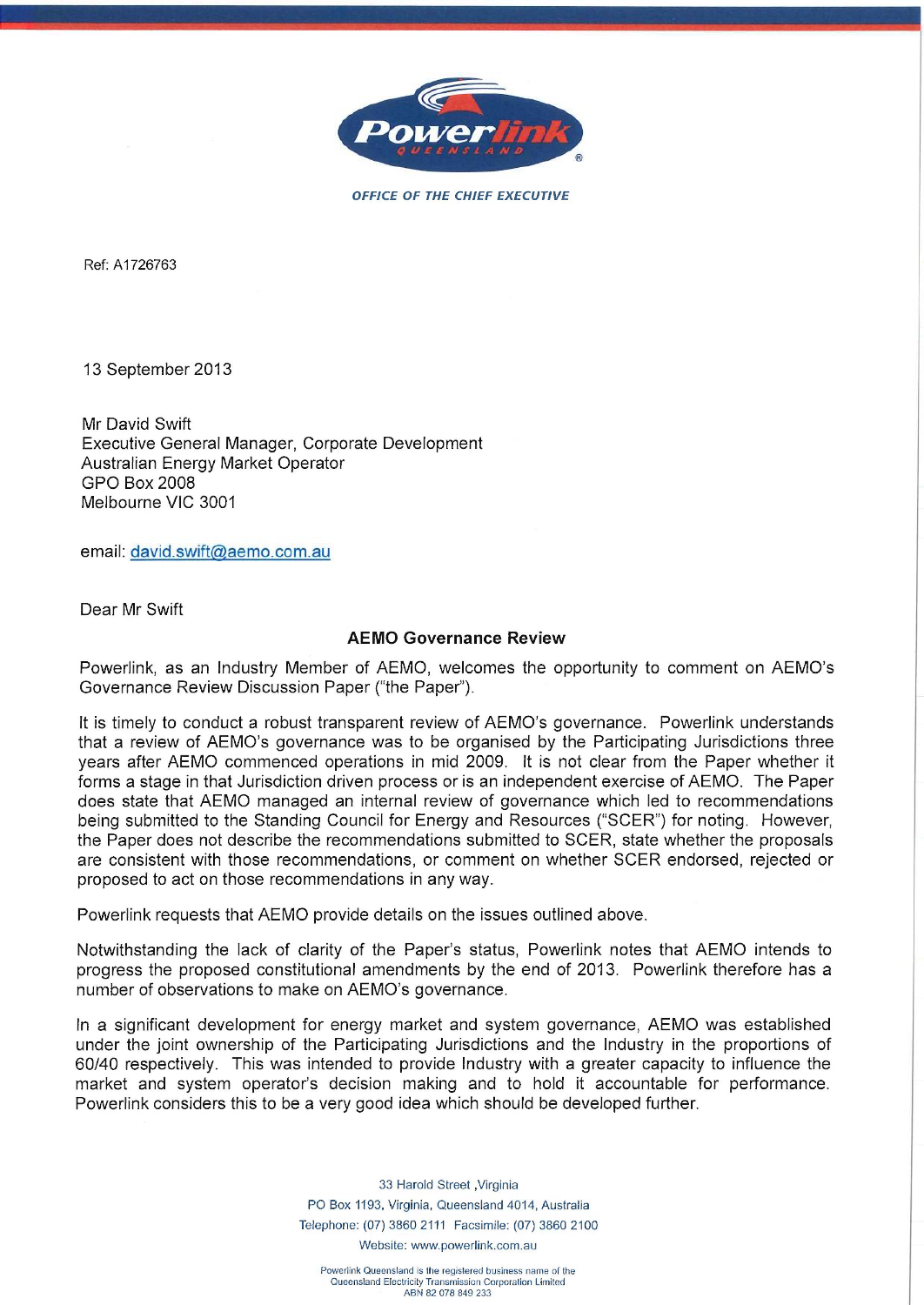OFFICE OF THE CHIEF EXECUTIVE

Ref: A1726763

13 September 2013

Mr David Swift
Executive General Manager, Corporate Development
Australian Energy Market Operator
GPO Box 2008
Melbourne VIC 3001

email: david.swift@aemo.com.au

Dear Mr Swift

**AEMO Governance Review**

Powerlink, as an Industry Member of AEMO, welcomes the opportunity to comment on AEMO's Governance Review Discussion Paper ("the Paper").

It is timely to conduct a robust transparent review of AEMO's governance. Powerlink understands that a review of AEMO's governance was to be organised by the Participating Jurisdictions three years after AEMO commenced operations in mid 2009. It is not clear from the Paper whether it forms a stage in that Jurisdiction driven process or is an independent exercise of AEMO. The Paper does state that AEMO managed an internal review of governance which led to recommendations being submitted to the Standing Council for Energy and Resources ("SCER") for noting. However, the Paper does not describe the recommendations submitted to SCER, state whether the proposals are consistent with those recommendations, or comment on whether SCER endorsed, rejected or proposed to act on those recommendations in any way.

Powerlink requests that AEMO provide details on the issues outlined above.

Notwithstanding the lack of clarity of the Paper's status, Powerlink notes that AEMO intends to progress the proposed constitutional amendments by the end of 2013. Powerlink therefore has a number of observations to make on AEMO's governance.

In a significant development for energy market and system governance, AEMO was established under the joint ownership of the Participating Jurisdictions and the Industry in the proportions of 60/40 respectively. This was intended to provide Industry with a greater capacity to influence the market and system operator's decision making and to hold it accountable for performance. Powerlink considers this to be a very good idea which should be developed further.

33 Harold Street ,Virginia
PO Box 1193, Virginia, Queensland 4014, Australia
Telephone: (07) 3860 2111 Facsimile: (07) 3860 2100
Website: www.powerlink.com.au

Powerlink Queensland is the registered business name of the Queensland Electricity Transmission Corporation Limited
ABN 82 078 849 233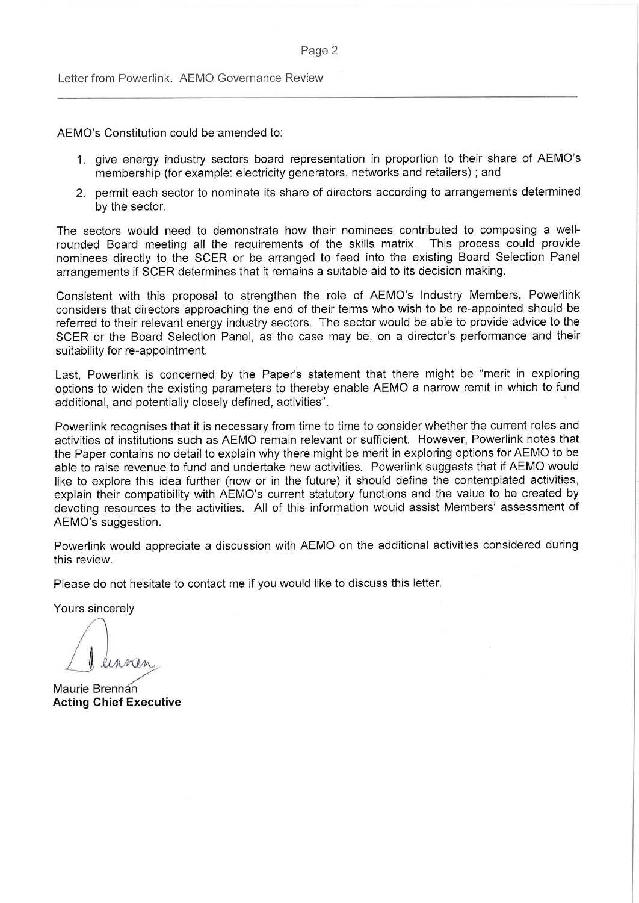AEMO's Constitution could be amended to:

1. give energy industry sectors board representation in proportion to their share of AEMO's membership (for example: electricity generators, networks and retailers) ; and
2. permit each sector to nominate its share of directors according to arrangements determined by the sector.

The sectors would need to demonstrate how their nominees contributed to composing a well-rounded Board meeting all the requirements of the skills matrix. This process could provide nominees directly to the SCER or be arranged to feed into the existing Board Selection Panel arrangements if SCER determines that it remains a suitable aid to its decision making.

Consistent with this proposal to strengthen the role of AEMO's Industry Members, Powerlink considers that directors approaching the end of their terms who wish to be re-appointed should be referred to their relevant energy industry sectors. The sector would be able to provide advice to the SCER or the Board Selection Panel, as the case may be, on a director's performance and their suitability for re-appointment.

Last, Powerlink is concerned by the Paper's statement that there might be "merit in exploring options to widen the existing parameters to thereby enable AEMO a narrow remit in which to fund additional, and potentially closely defined, activities".

Powerlink recognises that it is necessary from time to time to consider whether the current roles and activities of institutions such as AEMO remain relevant or sufficient. However, Powerlink notes that the Paper contains no detail to explain why there might be merit in exploring options for AEMO to be able to raise revenue to fund and undertake new activities. Powerlink suggests that if AEMO would like to explore this idea further (now or in the future) it should define the contemplated activities, explain their compatibility with AEMO's current statutory functions and the value to be created by devoting resources to the activities. All of this information would assist Members' assessment of AEMO's suggestion.

Powerlink would appreciate a discussion with AEMO on the additional activities considered during this review.

Please do not hesitate to contact me if you would like to discuss this letter.

Yours sincerely

Maurie Brennan
**Acting Chief Executive**